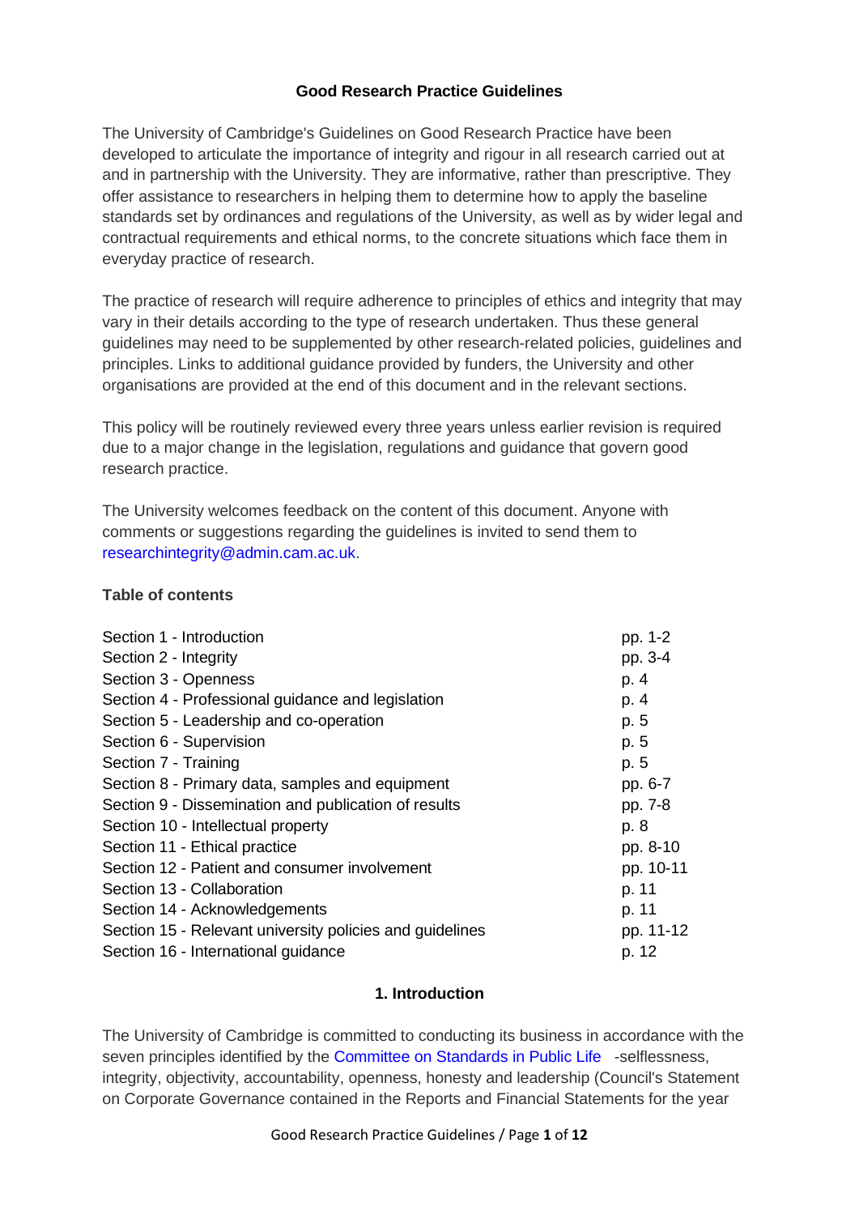# Good Research Practice Guidelines

The University of Cambridge's Guidelines on Good Research Practice have been developed to articulate the importance of integrity and rigour in all research carried out at and in partnership with the University. They are informative, rather than prescriptive. They offer assistance to researchers in helping them to determine how to apply the baseline standards set by ordinances and regulations of the University, as well as by wider legal and contractual requirements and ethical norms, to the concrete situations which face them in everyday practice of research.

The practice of research will require adherence to principles of ethics and integrity that may vary in their details according to the type of research undertaken. Thus these general guidelines may need to be supplemented by other research-related policies, guidelines and principles. Links to additional guidance provided by funders, the University and other organisations are provided at the end of this document and in the relevant sections.

This policy will be routinely reviewed every three years unless earlier revision is required due to a major change in the legislation, regulations and guidance that govern good research practice.

The University welcomes feedback on the content of this document. Anyone with comments or suggestions regarding the guidelines is invited to send them to researchintegrity@admin.cam.ac.uk.

**Table of contents**

| Section | Pages |
|---|---|
| Section 1 - Introduction | pp. 1-2 |
| Section 2 - Integrity | pp. 3-4 |
| Section 3 - Openness | p. 4 |
| Section 4 - Professional guidance and legislation | p. 4 |
| Section 5 - Leadership and co-operation | p. 5 |
| Section 6 - Supervision | p. 5 |
| Section 7 - Training | p. 5 |
| Section 8 - Primary data, samples and equipment | pp. 6-7 |
| Section 9 - Dissemination and publication of results | pp. 7-8 |
| Section 10 - Intellectual property | p. 8 |
| Section 11 - Ethical practice | pp. 8-10 |
| Section 12 - Patient and consumer involvement | pp. 10-11 |
| Section 13 - Collaboration | p. 11 |
| Section 14 - Acknowledgements | p. 11 |
| Section 15 - Relevant university policies and guidelines | pp. 11-12 |
| Section 16 - International guidance | p. 12 |

## 1. Introduction

The University of Cambridge is committed to conducting its business in accordance with the seven principles identified by the Committee on Standards in Public Life -selflessness, integrity, objectivity, accountability, openness, honesty and leadership (Council's Statement on Corporate Governance contained in the Reports and Financial Statements for the year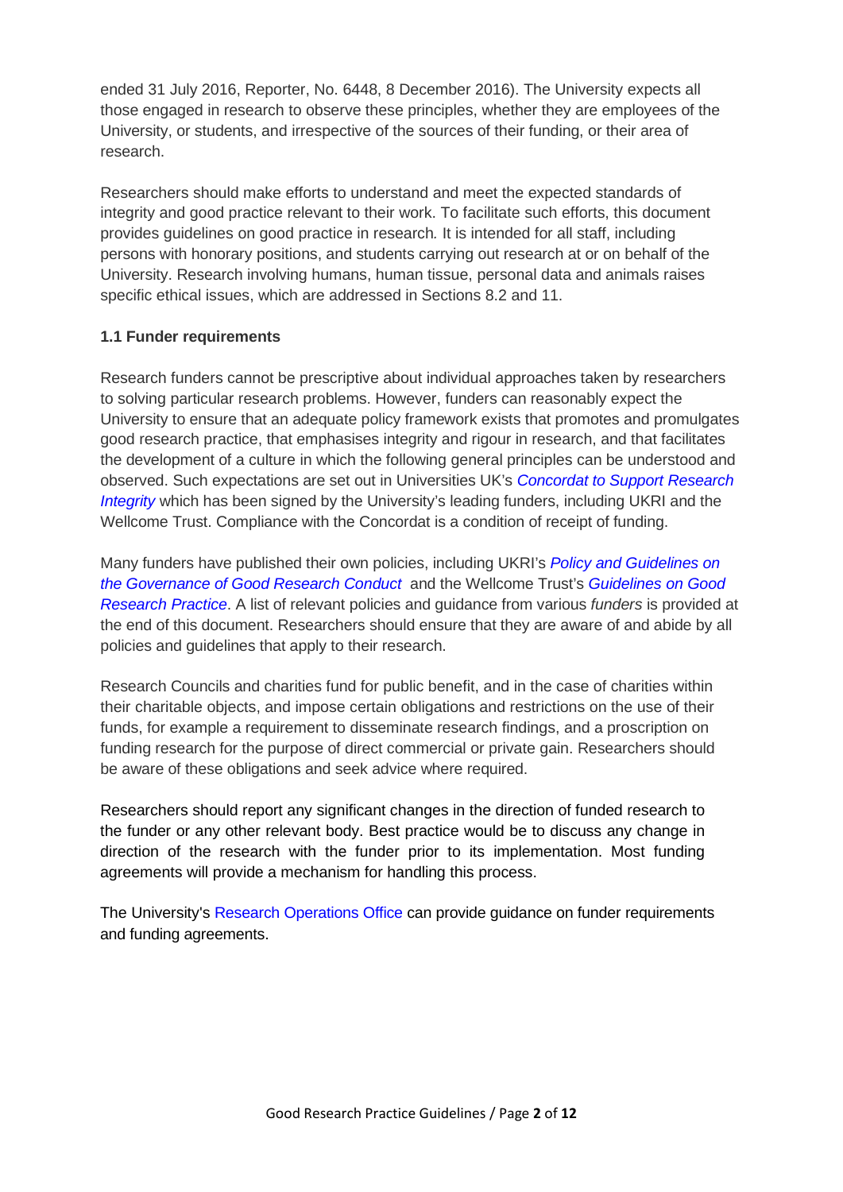ended 31 July 2016, Reporter, No. 6448, 8 December 2016). The University expects all those engaged in research to observe these principles, whether they are employees of the University, or students, and irrespective of the sources of their funding, or their area of research.

Researchers should make efforts to understand and meet the expected standards of integrity and good practice relevant to their work. To facilitate such efforts, this document provides guidelines on good practice in research. It is intended for all staff, including persons with honorary positions, and students carrying out research at or on behalf of the University. Research involving humans, human tissue, personal data and animals raises specific ethical issues, which are addressed in Sections 8.2 and 11.

**1.1 Funder requirements**

Research funders cannot be prescriptive about individual approaches taken by researchers to solving particular research problems. However, funders can reasonably expect the University to ensure that an adequate policy framework exists that promotes and promulgates good research practice, that emphasises integrity and rigour in research, and that facilitates the development of a culture in which the following general principles can be understood and observed. Such expectations are set out in Universities UK's *Concordat to Support Research Integrity* which has been signed by the University's leading funders, including UKRI and the Wellcome Trust. Compliance with the Concordat is a condition of receipt of funding.

Many funders have published their own policies, including UKRI's *Policy and Guidelines on the Governance of Good Research Conduct* and the Wellcome Trust's *Guidelines on Good Research Practice*. A list of relevant policies and guidance from various *funders* is provided at the end of this document. Researchers should ensure that they are aware of and abide by all policies and guidelines that apply to their research.

Research Councils and charities fund for public benefit, and in the case of charities within their charitable objects, and impose certain obligations and restrictions on the use of their funds, for example a requirement to disseminate research findings, and a proscription on funding research for the purpose of direct commercial or private gain. Researchers should be aware of these obligations and seek advice where required.

Researchers should report any significant changes in the direction of funded research to the funder or any other relevant body. Best practice would be to discuss any change in direction of the research with the funder prior to its implementation. Most funding agreements will provide a mechanism for handling this process.

The University's Research Operations Office can provide guidance on funder requirements and funding agreements.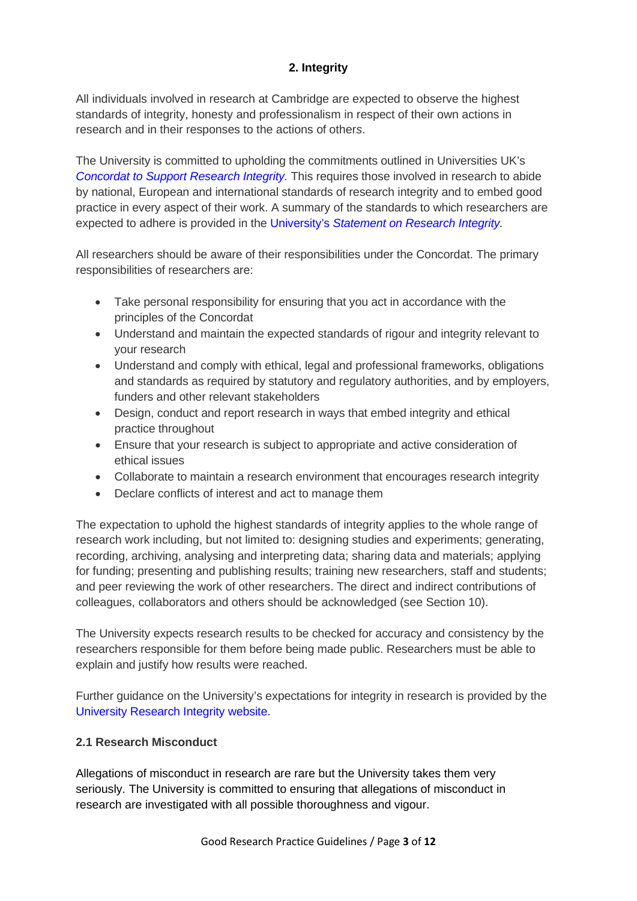## 2. Integrity

All individuals involved in research at Cambridge are expected to observe the highest standards of integrity, honesty and professionalism in respect of their own actions in research and in their responses to the actions of others.

The University is committed to upholding the commitments outlined in Universities UK's *Concordat to Support Research Integrity.* This requires those involved in research to abide by national, European and international standards of research integrity and to embed good practice in every aspect of their work. A summary of the standards to which researchers are expected to adhere is provided in the University's *Statement on Research Integrity.*

All researchers should be aware of their responsibilities under the Concordat. The primary responsibilities of researchers are:

- Take personal responsibility for ensuring that you act in accordance with the principles of the Concordat
- Understand and maintain the expected standards of rigour and integrity relevant to your research
- Understand and comply with ethical, legal and professional frameworks, obligations and standards as required by statutory and regulatory authorities, and by employers, funders and other relevant stakeholders
- Design, conduct and report research in ways that embed integrity and ethical practice throughout
- Ensure that your research is subject to appropriate and active consideration of ethical issues
- Collaborate to maintain a research environment that encourages research integrity
- Declare conflicts of interest and act to manage them

The expectation to uphold the highest standards of integrity applies to the whole range of research work including, but not limited to: designing studies and experiments; generating, recording, archiving, analysing and interpreting data; sharing data and materials; applying for funding; presenting and publishing results; training new researchers, staff and students; and peer reviewing the work of other researchers. The direct and indirect contributions of colleagues, collaborators and others should be acknowledged (see Section 10).

The University expects research results to be checked for accuracy and consistency by the researchers responsible for them before being made public. Researchers must be able to explain and justify how results were reached.

Further guidance on the University's expectations for integrity in research is provided by the University Research Integrity website.

### 2.1 Research Misconduct

Allegations of misconduct in research are rare but the University takes them very seriously. The University is committed to ensuring that allegations of misconduct in research are investigated with all possible thoroughness and vigour.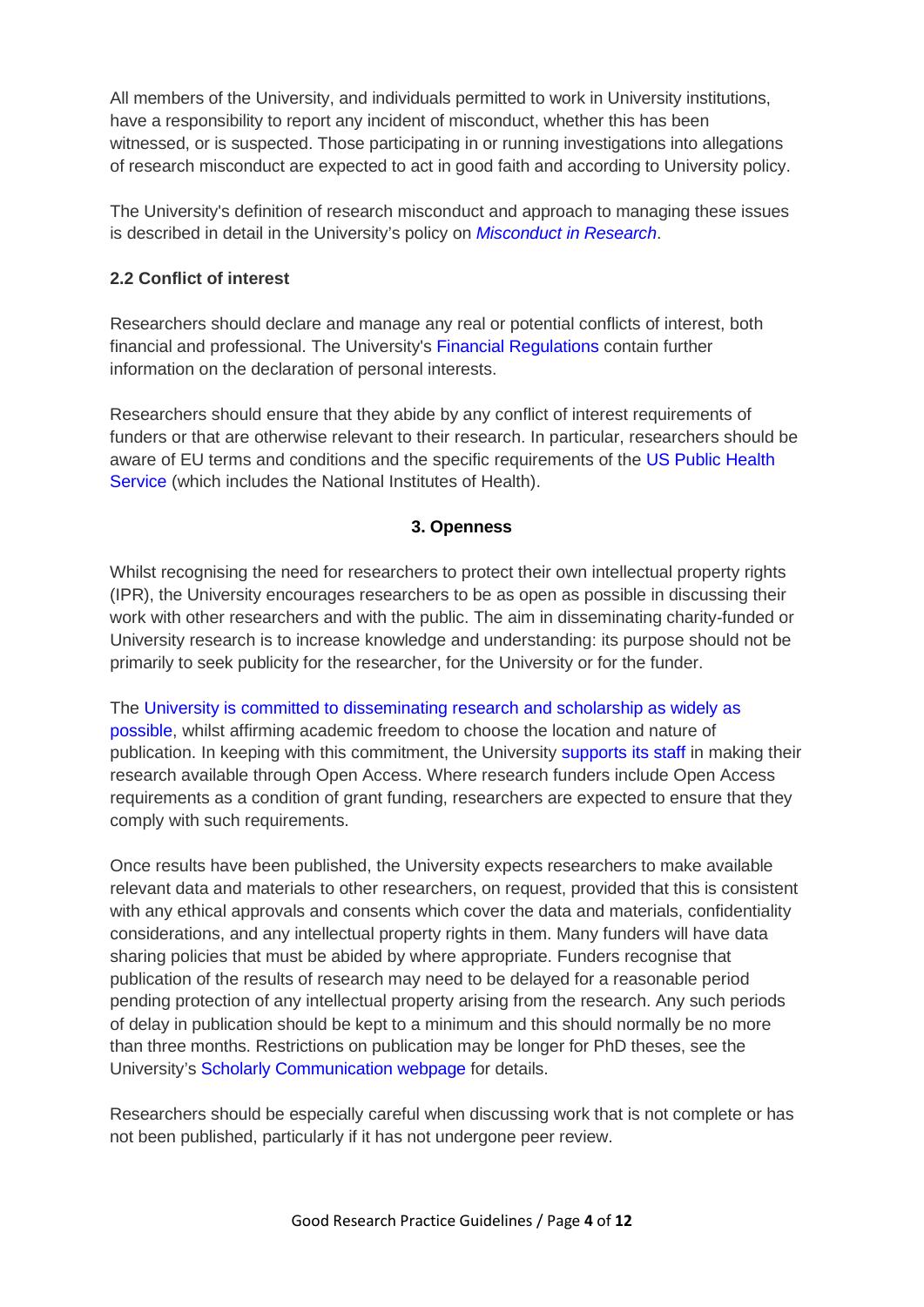All members of the University, and individuals permitted to work in University institutions, have a responsibility to report any incident of misconduct, whether this has been witnessed, or is suspected. Those participating in or running investigations into allegations of research misconduct are expected to act in good faith and according to University policy.

The University's definition of research misconduct and approach to managing these issues is described in detail in the University's policy on *Misconduct in Research*.

### 2.2 Conflict of interest

Researchers should declare and manage any real or potential conflicts of interest, both financial and professional. The University's Financial Regulations contain further information on the declaration of personal interests.

Researchers should ensure that they abide by any conflict of interest requirements of funders or that are otherwise relevant to their research. In particular, researchers should be aware of EU terms and conditions and the specific requirements of the US Public Health Service (which includes the National Institutes of Health).

## 3. Openness

Whilst recognising the need for researchers to protect their own intellectual property rights (IPR), the University encourages researchers to be as open as possible in discussing their work with other researchers and with the public. The aim in disseminating charity-funded or University research is to increase knowledge and understanding: its purpose should not be primarily to seek publicity for the researcher, for the University or for the funder.

The University is committed to disseminating research and scholarship as widely as possible, whilst affirming academic freedom to choose the location and nature of publication. In keeping with this commitment, the University supports its staff in making their research available through Open Access. Where research funders include Open Access requirements as a condition of grant funding, researchers are expected to ensure that they comply with such requirements.

Once results have been published, the University expects researchers to make available relevant data and materials to other researchers, on request, provided that this is consistent with any ethical approvals and consents which cover the data and materials, confidentiality considerations, and any intellectual property rights in them. Many funders will have data sharing policies that must be abided by where appropriate. Funders recognise that publication of the results of research may need to be delayed for a reasonable period pending protection of any intellectual property arising from the research. Any such periods of delay in publication should be kept to a minimum and this should normally be no more than three months. Restrictions on publication may be longer for PhD theses, see the University's Scholarly Communication webpage for details.

Researchers should be especially careful when discussing work that is not complete or has not been published, particularly if it has not undergone peer review.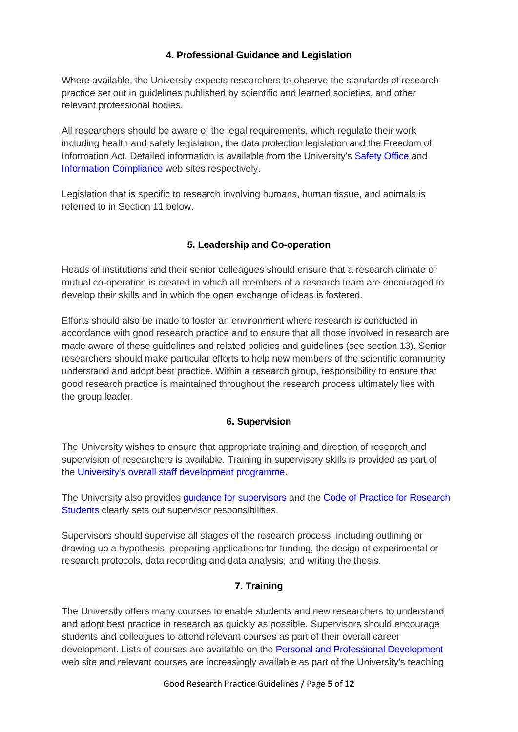## 4. Professional Guidance and Legislation

Where available, the University expects researchers to observe the standards of research practice set out in guidelines published by scientific and learned societies, and other relevant professional bodies.

All researchers should be aware of the legal requirements, which regulate their work including health and safety legislation, the data protection legislation and the Freedom of Information Act. Detailed information is available from the University's Safety Office and Information Compliance web sites respectively.

Legislation that is specific to research involving humans, human tissue, and animals is referred to in Section 11 below.

## 5. Leadership and Co-operation

Heads of institutions and their senior colleagues should ensure that a research climate of mutual co-operation is created in which all members of a research team are encouraged to develop their skills and in which the open exchange of ideas is fostered.

Efforts should also be made to foster an environment where research is conducted in accordance with good research practice and to ensure that all those involved in research are made aware of these guidelines and related policies and guidelines (see section 13). Senior researchers should make particular efforts to help new members of the scientific community understand and adopt best practice. Within a research group, responsibility to ensure that good research practice is maintained throughout the research process ultimately lies with the group leader.

## 6. Supervision

The University wishes to ensure that appropriate training and direction of research and supervision of researchers is available. Training in supervisory skills is provided as part of the University's overall staff development programme.

The University also provides guidance for supervisors and the Code of Practice for Research Students clearly sets out supervisor responsibilities.

Supervisors should supervise all stages of the research process, including outlining or drawing up a hypothesis, preparing applications for funding, the design of experimental or research protocols, data recording and data analysis, and writing the thesis.

## 7. Training

The University offers many courses to enable students and new researchers to understand and adopt best practice in research as quickly as possible. Supervisors should encourage students and colleagues to attend relevant courses as part of their overall career development. Lists of courses are available on the Personal and Professional Development web site and relevant courses are increasingly available as part of the University's teaching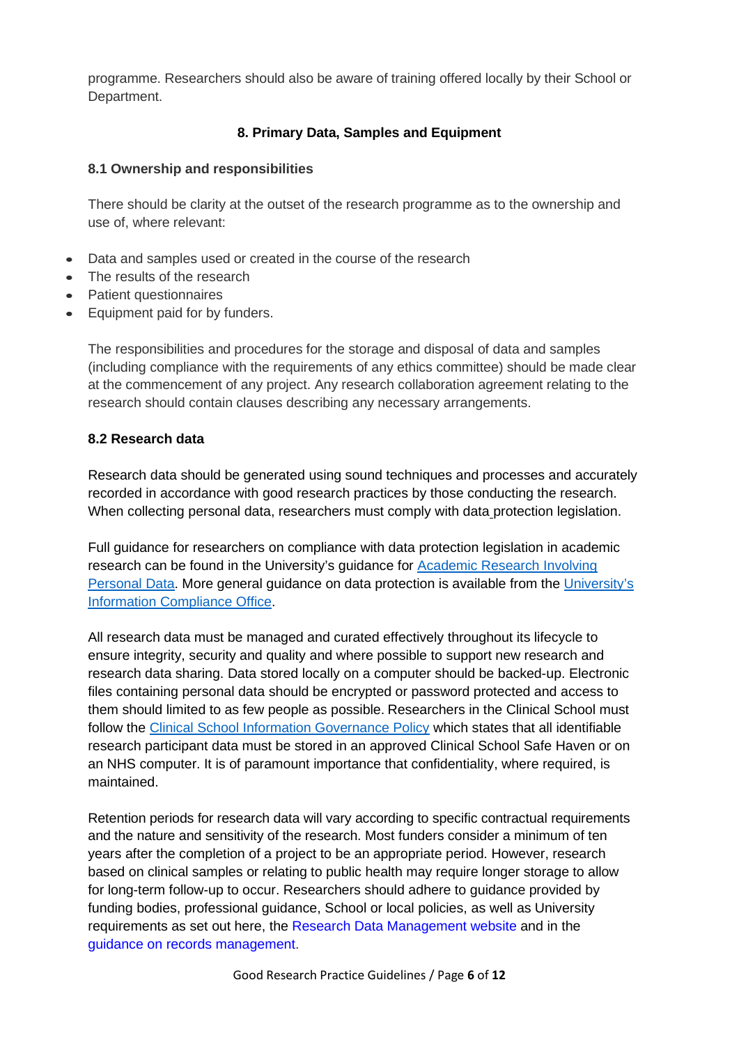programme. Researchers should also be aware of training offered locally by their School or Department.

## 8. Primary Data, Samples and Equipment

### 8.1 Ownership and responsibilities

There should be clarity at the outset of the research programme as to the ownership and use of, where relevant:

- Data and samples used or created in the course of the research
- The results of the research
- Patient questionnaires
- Equipment paid for by funders.

The responsibilities and procedures for the storage and disposal of data and samples (including compliance with the requirements of any ethics committee) should be made clear at the commencement of any project. Any research collaboration agreement relating to the research should contain clauses describing any necessary arrangements.

### 8.2 Research data

Research data should be generated using sound techniques and processes and accurately recorded in accordance with good research practices by those conducting the research. When collecting personal data, researchers must comply with data protection legislation.

Full guidance for researchers on compliance with data protection legislation in academic research can be found in the University's guidance for Academic Research Involving Personal Data. More general guidance on data protection is available from the University's Information Compliance Office.

All research data must be managed and curated effectively throughout its lifecycle to ensure integrity, security and quality and where possible to support new research and research data sharing. Data stored locally on a computer should be backed-up. Electronic files containing personal data should be encrypted or password protected and access to them should limited to as few people as possible. Researchers in the Clinical School must follow the Clinical School Information Governance Policy which states that all identifiable research participant data must be stored in an approved Clinical School Safe Haven or on an NHS computer. It is of paramount importance that confidentiality, where required, is maintained.

Retention periods for research data will vary according to specific contractual requirements and the nature and sensitivity of the research. Most funders consider a minimum of ten years after the completion of a project to be an appropriate period. However, research based on clinical samples or relating to public health may require longer storage to allow for long-term follow-up to occur. Researchers should adhere to guidance provided by funding bodies, professional guidance, School or local policies, as well as University requirements as set out here, the Research Data Management website and in the guidance on records management.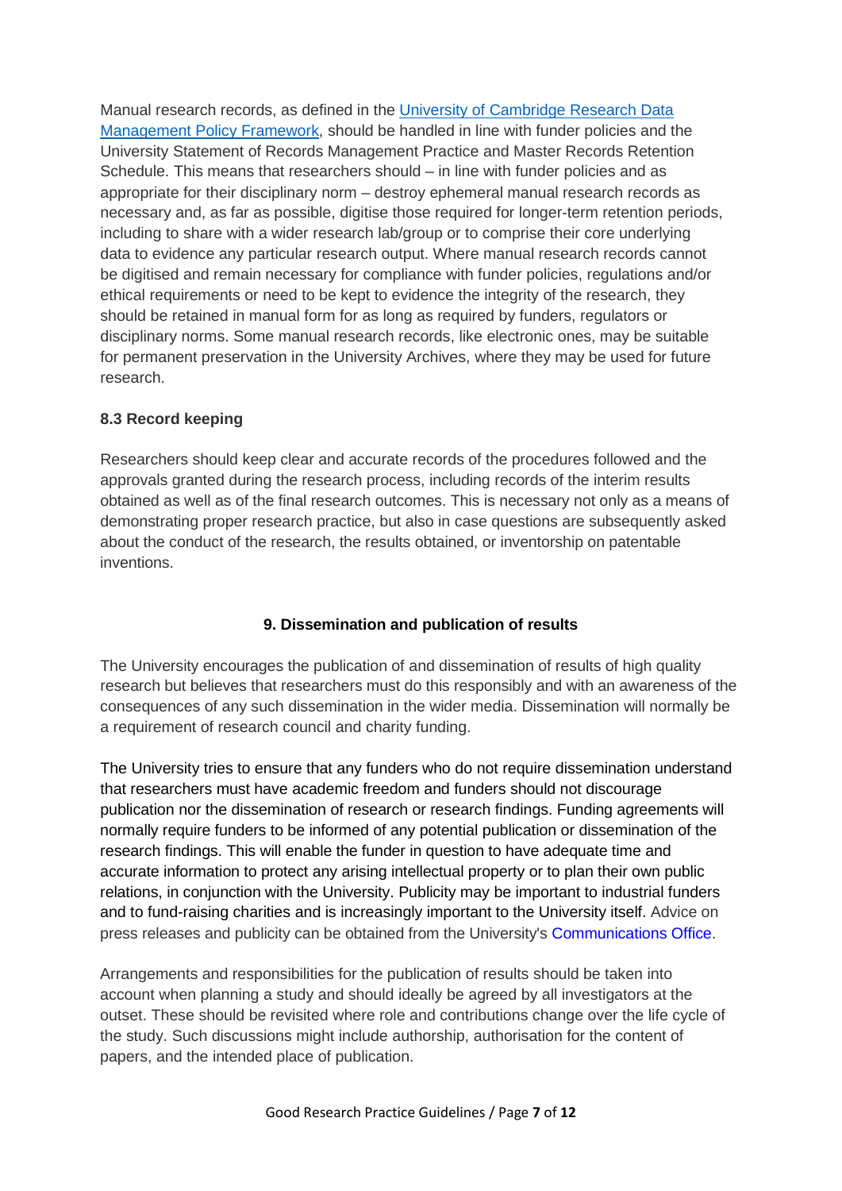Manual research records, as defined in the [University of Cambridge Research Data Management Policy Framework](), should be handled in line with funder policies and the University Statement of Records Management Practice and Master Records Retention Schedule. This means that researchers should – in line with funder policies and as appropriate for their disciplinary norm – destroy ephemeral manual research records as necessary and, as far as possible, digitise those required for longer-term retention periods, including to share with a wider research lab/group or to comprise their core underlying data to evidence any particular research output. Where manual research records cannot be digitised and remain necessary for compliance with funder policies, regulations and/or ethical requirements or need to be kept to evidence the integrity of the research, they should be retained in manual form for as long as required by funders, regulators or disciplinary norms. Some manual research records, like electronic ones, may be suitable for permanent preservation in the University Archives, where they may be used for future research.

### 8.3 Record keeping

Researchers should keep clear and accurate records of the procedures followed and the approvals granted during the research process, including records of the interim results obtained as well as of the final research outcomes. This is necessary not only as a means of demonstrating proper research practice, but also in case questions are subsequently asked about the conduct of the research, the results obtained, or inventorship on patentable inventions.

## 9. Dissemination and publication of results

The University encourages the publication of and dissemination of results of high quality research but believes that researchers must do this responsibly and with an awareness of the consequences of any such dissemination in the wider media. Dissemination will normally be a requirement of research council and charity funding.

The University tries to ensure that any funders who do not require dissemination understand that researchers must have academic freedom and funders should not discourage publication nor the dissemination of research or research findings. Funding agreements will normally require funders to be informed of any potential publication or dissemination of the research findings. This will enable the funder in question to have adequate time and accurate information to protect any arising intellectual property or to plan their own public relations, in conjunction with the University. Publicity may be important to industrial funders and to fund-raising charities and is increasingly important to the University itself. Advice on press releases and publicity can be obtained from the University's Communications Office.

Arrangements and responsibilities for the publication of results should be taken into account when planning a study and should ideally be agreed by all investigators at the outset. These should be revisited where role and contributions change over the life cycle of the study. Such discussions might include authorship, authorisation for the content of papers, and the intended place of publication.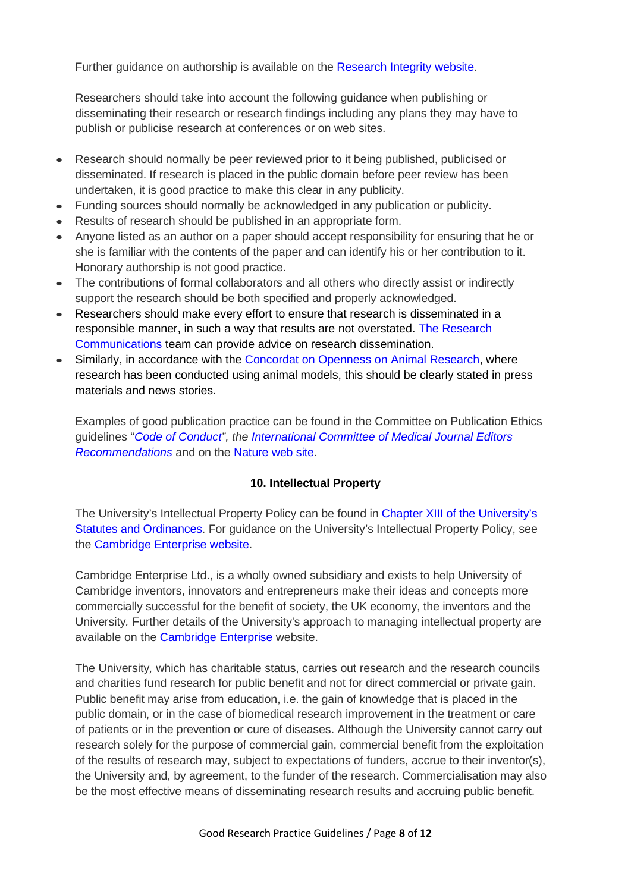Further guidance on authorship is available on the Research Integrity website.

Researchers should take into account the following guidance when publishing or disseminating their research or research findings including any plans they may have to publish or publicise research at conferences or on web sites.

- Research should normally be peer reviewed prior to it being published, publicised or disseminated. If research is placed in the public domain before peer review has been undertaken, it is good practice to make this clear in any publicity.
- Funding sources should normally be acknowledged in any publication or publicity.
- Results of research should be published in an appropriate form.
- Anyone listed as an author on a paper should accept responsibility for ensuring that he or she is familiar with the contents of the paper and can identify his or her contribution to it. Honorary authorship is not good practice.
- The contributions of formal collaborators and all others who directly assist or indirectly support the research should be both specified and properly acknowledged.
- Researchers should make every effort to ensure that research is disseminated in a responsible manner, in such a way that results are not overstated. The Research Communications team can provide advice on research dissemination.
- Similarly, in accordance with the Concordat on Openness on Animal Research, where research has been conducted using animal models, this should be clearly stated in press materials and news stories.

Examples of good publication practice can be found in the Committee on Publication Ethics guidelines "*Code of Conduct", the International Committee of Medical Journal Editors Recommendations* and on the Nature web site.

## 10. Intellectual Property

The University's Intellectual Property Policy can be found in Chapter XIII of the University's Statutes and Ordinances. For guidance on the University's Intellectual Property Policy, see the Cambridge Enterprise website.

Cambridge Enterprise Ltd., is a wholly owned subsidiary and exists to help University of Cambridge inventors, innovators and entrepreneurs make their ideas and concepts more commercially successful for the benefit of society, the UK economy, the inventors and the University. Further details of the University's approach to managing intellectual property are available on the Cambridge Enterprise website.

The University, which has charitable status, carries out research and the research councils and charities fund research for public benefit and not for direct commercial or private gain. Public benefit may arise from education, i.e. the gain of knowledge that is placed in the public domain, or in the case of biomedical research improvement in the treatment or care of patients or in the prevention or cure of diseases. Although the University cannot carry out research solely for the purpose of commercial gain, commercial benefit from the exploitation of the results of research may, subject to expectations of funders, accrue to their inventor(s), the University and, by agreement, to the funder of the research. Commercialisation may also be the most effective means of disseminating research results and accruing public benefit.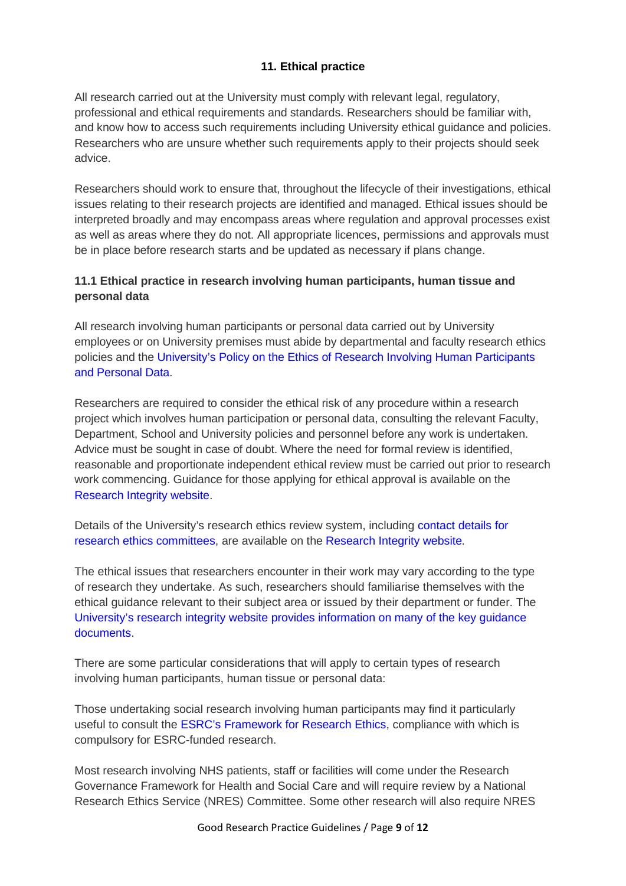## 11. Ethical practice

All research carried out at the University must comply with relevant legal, regulatory, professional and ethical requirements and standards. Researchers should be familiar with, and know how to access such requirements including University ethical guidance and policies. Researchers who are unsure whether such requirements apply to their projects should seek advice.

Researchers should work to ensure that, throughout the lifecycle of their investigations, ethical issues relating to their research projects are identified and managed. Ethical issues should be interpreted broadly and may encompass areas where regulation and approval processes exist as well as areas where they do not. All appropriate licences, permissions and approvals must be in place before research starts and be updated as necessary if plans change.

### 11.1 Ethical practice in research involving human participants, human tissue and personal data

All research involving human participants or personal data carried out by University employees or on University premises must abide by departmental and faculty research ethics policies and the University's Policy on the Ethics of Research Involving Human Participants and Personal Data.

Researchers are required to consider the ethical risk of any procedure within a research project which involves human participation or personal data, consulting the relevant Faculty, Department, School and University policies and personnel before any work is undertaken. Advice must be sought in case of doubt. Where the need for formal review is identified, reasonable and proportionate independent ethical review must be carried out prior to research work commencing. Guidance for those applying for ethical approval is available on the Research Integrity website.

Details of the University's research ethics review system, including contact details for research ethics committees, are available on the Research Integrity website.

The ethical issues that researchers encounter in their work may vary according to the type of research they undertake. As such, researchers should familiarise themselves with the ethical guidance relevant to their subject area or issued by their department or funder. The University's research integrity website provides information on many of the key guidance documents.

There are some particular considerations that will apply to certain types of research involving human participants, human tissue or personal data:

Those undertaking social research involving human participants may find it particularly useful to consult the ESRC's Framework for Research Ethics, compliance with which is compulsory for ESRC-funded research.

Most research involving NHS patients, staff or facilities will come under the Research Governance Framework for Health and Social Care and will require review by a National Research Ethics Service (NRES) Committee. Some other research will also require NRES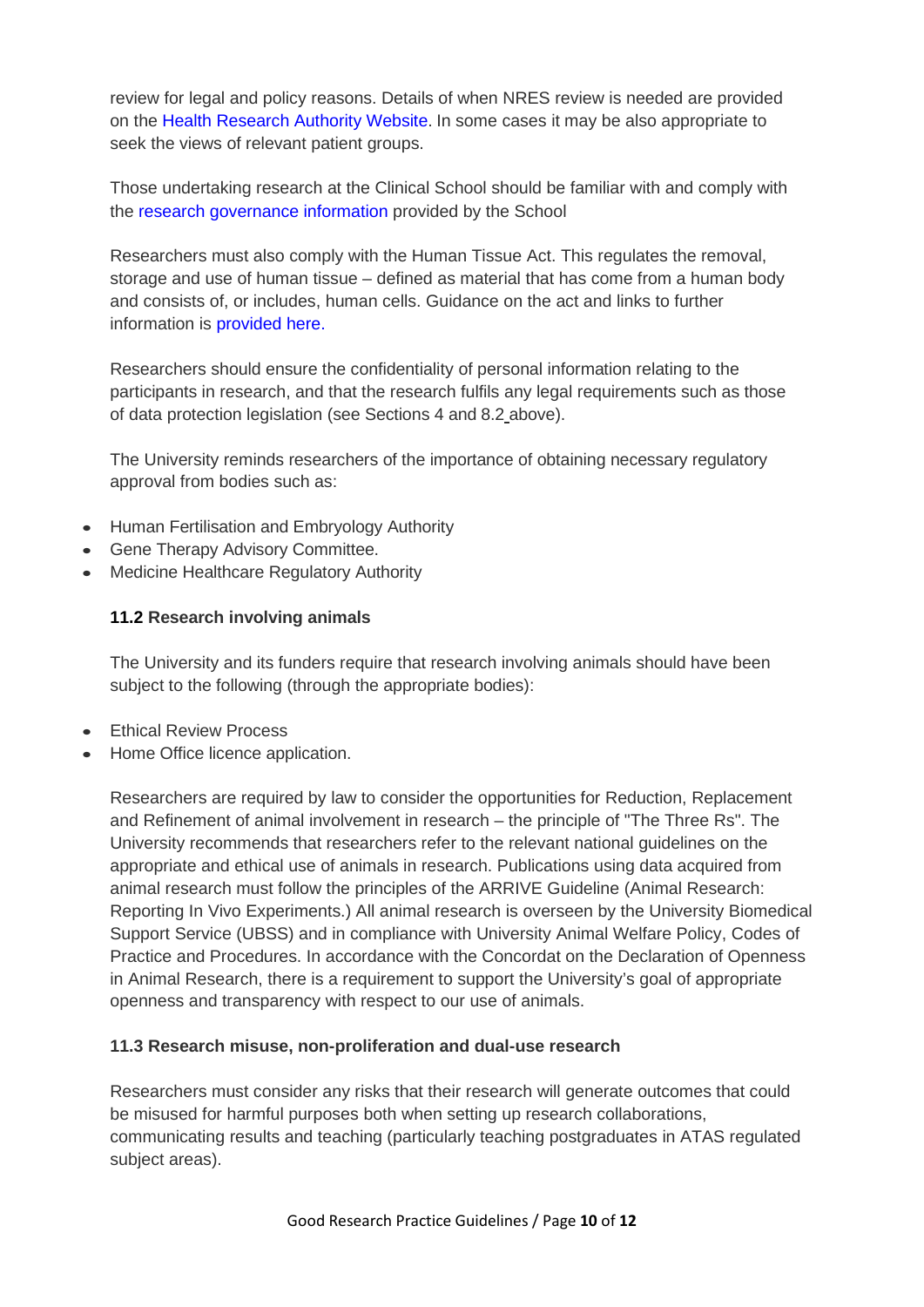review for legal and policy reasons. Details of when NRES review is needed are provided on the Health Research Authority Website. In some cases it may be also appropriate to seek the views of relevant patient groups.

Those undertaking research at the Clinical School should be familiar with and comply with the research governance information provided by the School

Researchers must also comply with the Human Tissue Act. This regulates the removal, storage and use of human tissue – defined as material that has come from a human body and consists of, or includes, human cells. Guidance on the act and links to further information is provided here.

Researchers should ensure the confidentiality of personal information relating to the participants in research, and that the research fulfils any legal requirements such as those of data protection legislation (see Sections 4 and 8.2 above).

The University reminds researchers of the importance of obtaining necessary regulatory approval from bodies such as:

- Human Fertilisation and Embryology Authority
- Gene Therapy Advisory Committee.
- Medicine Healthcare Regulatory Authority

### 11.2 Research involving animals

The University and its funders require that research involving animals should have been subject to the following (through the appropriate bodies):

- Ethical Review Process
- Home Office licence application.

Researchers are required by law to consider the opportunities for Reduction, Replacement and Refinement of animal involvement in research – the principle of "The Three Rs". The University recommends that researchers refer to the relevant national guidelines on the appropriate and ethical use of animals in research. Publications using data acquired from animal research must follow the principles of the ARRIVE Guideline (Animal Research: Reporting In Vivo Experiments.) All animal research is overseen by the University Biomedical Support Service (UBSS) and in compliance with University Animal Welfare Policy, Codes of Practice and Procedures. In accordance with the Concordat on the Declaration of Openness in Animal Research, there is a requirement to support the University's goal of appropriate openness and transparency with respect to our use of animals.

### 11.3 Research misuse, non-proliferation and dual-use research

Researchers must consider any risks that their research will generate outcomes that could be misused for harmful purposes both when setting up research collaborations, communicating results and teaching (particularly teaching postgraduates in ATAS regulated subject areas).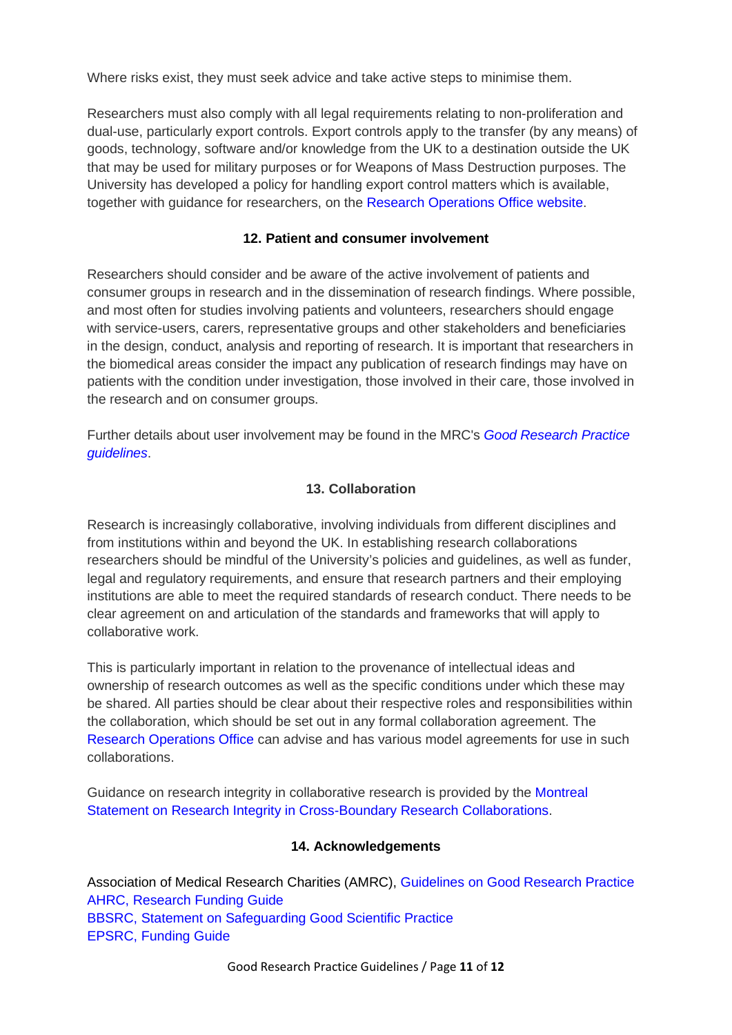Where risks exist, they must seek advice and take active steps to minimise them.

Researchers must also comply with all legal requirements relating to non-proliferation and dual-use, particularly export controls. Export controls apply to the transfer (by any means) of goods, technology, software and/or knowledge from the UK to a destination outside the UK that may be used for military purposes or for Weapons of Mass Destruction purposes. The University has developed a policy for handling export control matters which is available, together with guidance for researchers, on the Research Operations Office website.

### 12. Patient and consumer involvement

Researchers should consider and be aware of the active involvement of patients and consumer groups in research and in the dissemination of research findings. Where possible, and most often for studies involving patients and volunteers, researchers should engage with service-users, carers, representative groups and other stakeholders and beneficiaries in the design, conduct, analysis and reporting of research. It is important that researchers in the biomedical areas consider the impact any publication of research findings may have on patients with the condition under investigation, those involved in their care, those involved in the research and on consumer groups.

Further details about user involvement may be found in the MRC's *Good Research Practice guidelines*.

### 13. Collaboration

Research is increasingly collaborative, involving individuals from different disciplines and from institutions within and beyond the UK. In establishing research collaborations researchers should be mindful of the University's policies and guidelines, as well as funder, legal and regulatory requirements, and ensure that research partners and their employing institutions are able to meet the required standards of research conduct. There needs to be clear agreement on and articulation of the standards and frameworks that will apply to collaborative work.

This is particularly important in relation to the provenance of intellectual ideas and ownership of research outcomes as well as the specific conditions under which these may be shared. All parties should be clear about their respective roles and responsibilities within the collaboration, which should be set out in any formal collaboration agreement. The Research Operations Office can advise and has various model agreements for use in such collaborations.

Guidance on research integrity in collaborative research is provided by the Montreal Statement on Research Integrity in Cross-Boundary Research Collaborations.

### 14. Acknowledgements

Association of Medical Research Charities (AMRC), Guidelines on Good Research Practice
AHRC, Research Funding Guide
BBSRC, Statement on Safeguarding Good Scientific Practice
EPSRC, Funding Guide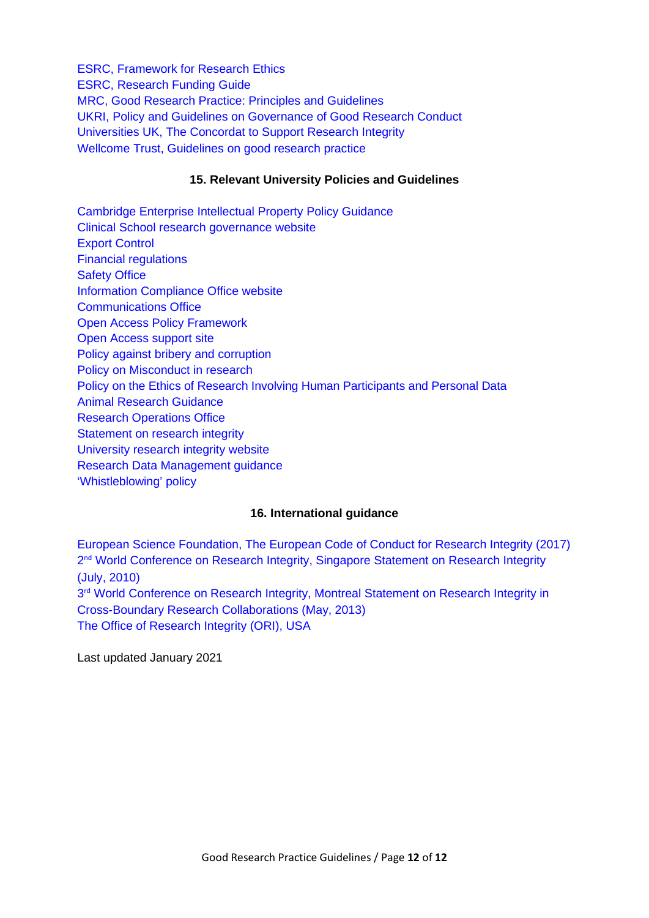ESRC, Framework for Research Ethics
ESRC, Research Funding Guide
MRC, Good Research Practice: Principles and Guidelines
UKRI, Policy and Guidelines on Governance of Good Research Conduct
Universities UK, The Concordat to Support Research Integrity
Wellcome Trust, Guidelines on good research practice

## 15. Relevant University Policies and Guidelines

Cambridge Enterprise Intellectual Property Policy Guidance
Clinical School research governance website
Export Control
Financial regulations
Safety Office
Information Compliance Office website
Communications Office
Open Access Policy Framework
Open Access support site
Policy against bribery and corruption
Policy on Misconduct in research
Policy on the Ethics of Research Involving Human Participants and Personal Data
Animal Research Guidance
Research Operations Office
Statement on research integrity
University research integrity website
Research Data Management guidance
'Whistleblowing' policy

## 16. International guidance

European Science Foundation, The European Code of Conduct for Research Integrity (2017)
2nd World Conference on Research Integrity, Singapore Statement on Research Integrity (July, 2010)
3rd World Conference on Research Integrity, Montreal Statement on Research Integrity in Cross-Boundary Research Collaborations (May, 2013)
The Office of Research Integrity (ORI), USA

Last updated January 2021